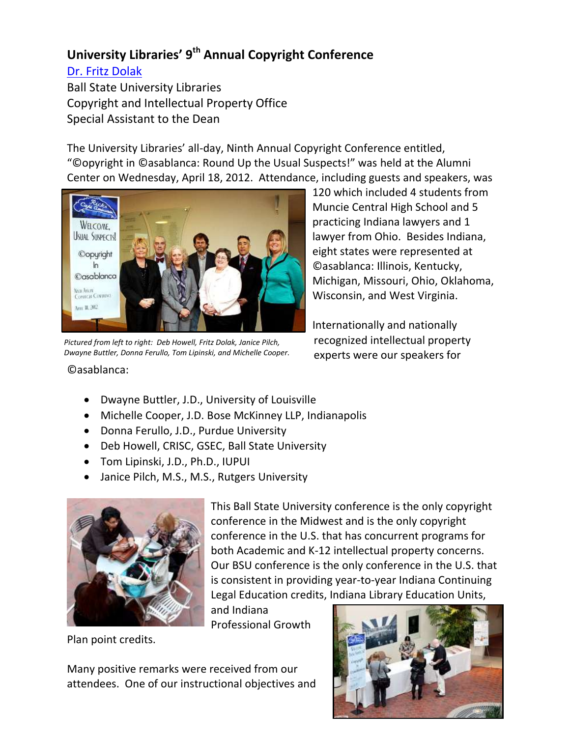## University Libraries' 9th Annual Copyright Conference

[Dr. Fritz Dolak]

Ball State University Libraries
Copyright and Intellectual Property Office
Special Assistant to the Dean

The University Libraries' all-day, Ninth Annual Copyright Conference entitled, "©opyright in ©asablanca: Round Up the Usual Suspects!" was held at the Alumni Center on Wednesday, April 18, 2012. Attendance, including guests and speakers, was 120 which included 4 students from Muncie Central High School and 5 practicing Indiana lawyers and 1 lawyer from Ohio. Besides Indiana, eight states were represented at ©asablanca: Illinois, Kentucky, Michigan, Missouri, Ohio, Oklahoma, Wisconsin, and West Virginia.

*Pictured from left to right: Deb Howell, Fritz Dolak, Janice Pilch, Dwayne Buttler, Donna Ferullo, Tom Lipinski, and Michelle Cooper.*

Internationally and nationally recognized intellectual property experts were our speakers for ©asablanca:

- Dwayne Buttler, J.D., University of Louisville
- Michelle Cooper, J.D. Bose McKinney LLP, Indianapolis
- Donna Ferullo, J.D., Purdue University
- Deb Howell, CRISC, GSEC, Ball State University
- Tom Lipinski, J.D., Ph.D., IUPUI
- Janice Pilch, M.S., M.S., Rutgers University

This Ball State University conference is the only copyright conference in the Midwest and is the only copyright conference in the U.S. that has concurrent programs for both Academic and K-12 intellectual property concerns. Our BSU conference is the only conference in the U.S. that is consistent in providing year-to-year Indiana Continuing Legal Education credits, Indiana Library Education Units, and Indiana Professional Growth Plan point credits.

Many positive remarks were received from our attendees. One of our instructional objectives and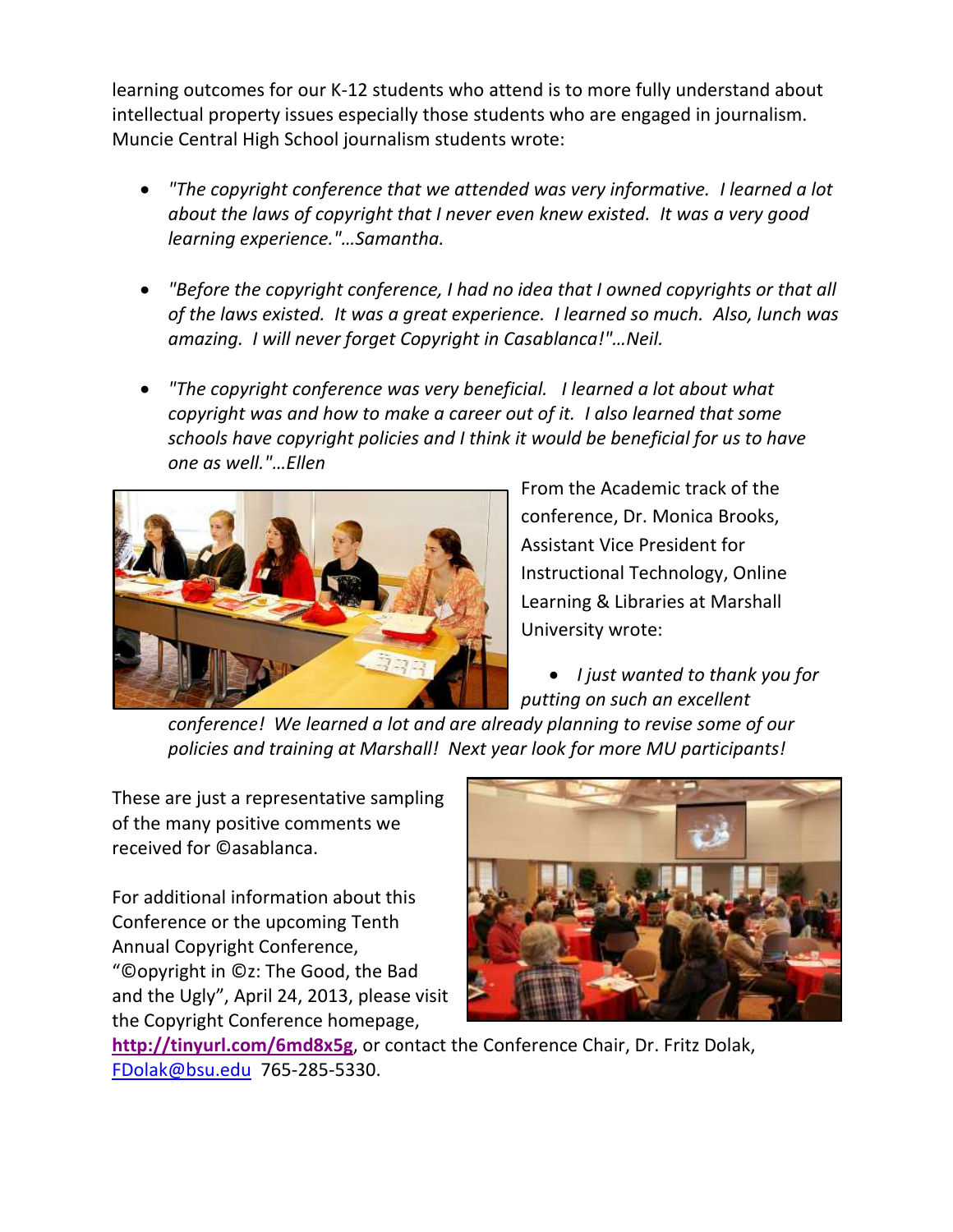learning outcomes for our K-12 students who attend is to more fully understand about intellectual property issues especially those students who are engaged in journalism. Muncie Central High School journalism students wrote:

- *"The copyright conference that we attended was very informative. I learned a lot about the laws of copyright that I never even knew existed. It was a very good learning experience."…Samantha.*

- *"Before the copyright conference, I had no idea that I owned copyrights or that all of the laws existed. It was a great experience. I learned so much. Also, lunch was amazing. I will never forget Copyright in Casablanca!"…Neil.*

- *"The copyright conference was very beneficial. I learned a lot about what copyright was and how to make a career out of it. I also learned that some schools have copyright policies and I think it would be beneficial for us to have one as well."…Ellen*

From the Academic track of the conference, Dr. Monica Brooks, Assistant Vice President for Instructional Technology, Online Learning & Libraries at Marshall University wrote:

- *I just wanted to thank you for putting on such an excellent conference! We learned a lot and are already planning to revise some of our policies and training at Marshall! Next year look for more MU participants!*

These are just a representative sampling of the many positive comments we received for ©asablanca.

For additional information about this Conference or the upcoming Tenth Annual Copyright Conference, "©opyright in ©z: The Good, the Bad and the Ugly", April 24, 2013, please visit the Copyright Conference homepage, **http://tinyurl.com/6md8x5g**, or contact the Conference Chair, Dr. Fritz Dolak, FDolak@bsu.edu 765-285-5330.